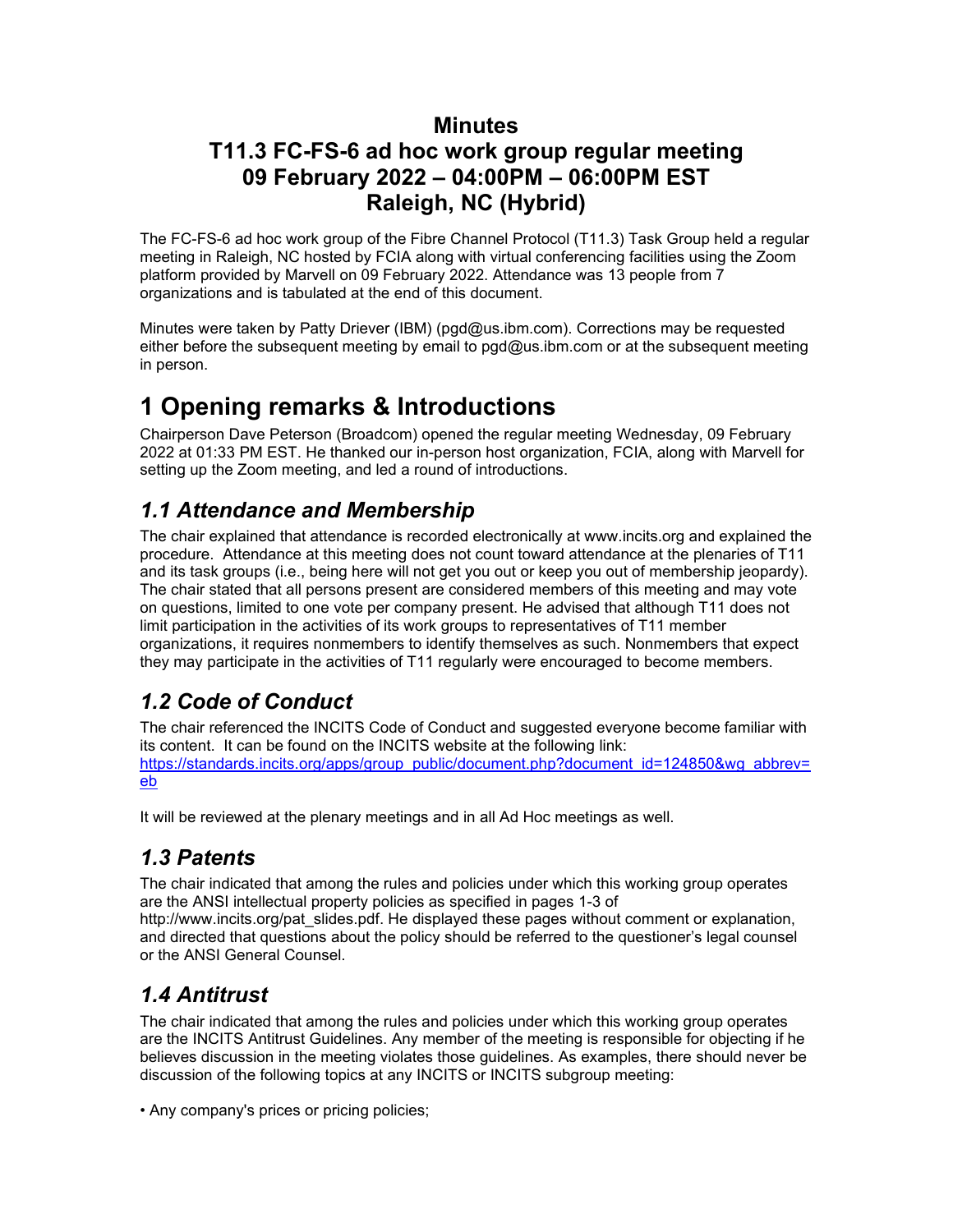# Minutes
# T11.3 FC-FS-6 ad hoc work group regular meeting
# 09 February 2022 – 04:00PM – 06:00PM EST
# Raleigh, NC (Hybrid)

The FC-FS-6 ad hoc work group of the Fibre Channel Protocol (T11.3) Task Group held a regular meeting in Raleigh, NC hosted by FCIA along with virtual conferencing facilities using the Zoom platform provided by Marvell on 09 February 2022. Attendance was 13 people from 7 organizations and is tabulated at the end of this document.

Minutes were taken by Patty Driever (IBM) (pgd@us.ibm.com). Corrections may be requested either before the subsequent meeting by email to pgd@us.ibm.com or at the subsequent meeting in person.

# 1 Opening remarks & Introductions

Chairperson Dave Peterson (Broadcom) opened the regular meeting Wednesday, 09 February 2022 at 01:33 PM EST. He thanked our in-person host organization, FCIA, along with Marvell for setting up the Zoom meeting, and led a round of introductions.

## *1.1 Attendance and Membership*

The chair explained that attendance is recorded electronically at www.incits.org and explained the procedure. Attendance at this meeting does not count toward attendance at the plenaries of T11 and its task groups (i.e., being here will not get you out or keep you out of membership jeopardy). The chair stated that all persons present are considered members of this meeting and may vote on questions, limited to one vote per company present. He advised that although T11 does not limit participation in the activities of its work groups to representatives of T11 member organizations, it requires nonmembers to identify themselves as such. Nonmembers that expect they may participate in the activities of T11 regularly were encouraged to become members.

## *1.2 Code of Conduct*

The chair referenced the INCITS Code of Conduct and suggested everyone become familiar with its content. It can be found on the INCITS website at the following link: https://standards.incits.org/apps/group_public/document.php?document_id=124850&wg_abbrev=eb

It will be reviewed at the plenary meetings and in all Ad Hoc meetings as well.

## *1.3 Patents*

The chair indicated that among the rules and policies under which this working group operates are the ANSI intellectual property policies as specified in pages 1-3 of http://www.incits.org/pat_slides.pdf. He displayed these pages without comment or explanation, and directed that questions about the policy should be referred to the questioner's legal counsel or the ANSI General Counsel.

## *1.4 Antitrust*

The chair indicated that among the rules and policies under which this working group operates are the INCITS Antitrust Guidelines. Any member of the meeting is responsible for objecting if he believes discussion in the meeting violates those guidelines. As examples, there should never be discussion of the following topics at any INCITS or INCITS subgroup meeting:

• Any company's prices or pricing policies;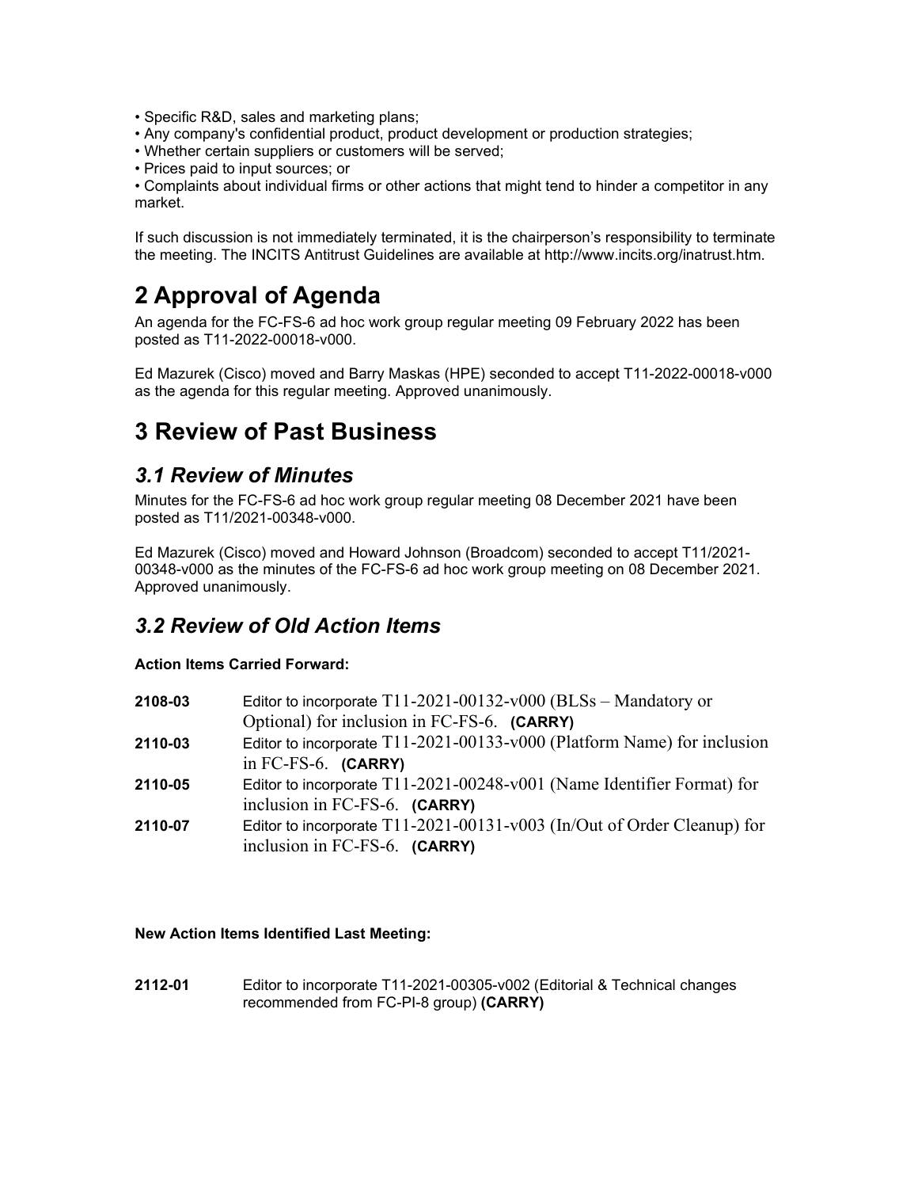- Specific R&D, sales and marketing plans;
- Any company's confidential product, product development or production strategies;
- Whether certain suppliers or customers will be served;
- Prices paid to input sources; or
- Complaints about individual firms or other actions that might tend to hinder a competitor in any market.

If such discussion is not immediately terminated, it is the chairperson's responsibility to terminate the meeting. The INCITS Antitrust Guidelines are available at http://www.incits.org/inatrust.htm.

# 2 Approval of Agenda

An agenda for the FC-FS-6 ad hoc work group regular meeting 09 February 2022 has been posted as T11-2022-00018-v000.

Ed Mazurek (Cisco) moved and Barry Maskas (HPE) seconded to accept T11-2022-00018-v000 as the agenda for this regular meeting. Approved unanimously.

# 3 Review of Past Business

## *3.1 Review of Minutes*

Minutes for the FC-FS-6 ad hoc work group regular meeting 08 December 2021 have been posted as T11/2021-00348-v000.

Ed Mazurek (Cisco) moved and Howard Johnson (Broadcom) seconded to accept T11/2021-00348-v000 as the minutes of the FC-FS-6 ad hoc work group meeting on 08 December 2021. Approved unanimously.

## *3.2 Review of Old Action Items*

**Action Items Carried Forward:**

| | |
|---|---|
| **2108-03** | Editor to incorporate T11-2021-00132-v000 (BLSs – Mandatory or Optional) for inclusion in FC-FS-6. **(CARRY)** |
| **2110-03** | Editor to incorporate T11-2021-00133-v000 (Platform Name) for inclusion in FC-FS-6. **(CARRY)** |
| **2110-05** | Editor to incorporate T11-2021-00248-v001 (Name Identifier Format) for inclusion in FC-FS-6. **(CARRY)** |
| **2110-07** | Editor to incorporate T11-2021-00131-v003 (In/Out of Order Cleanup) for inclusion in FC-FS-6. **(CARRY)** |

**New Action Items Identified Last Meeting:**

| | |
|---|---|
| **2112-01** | Editor to incorporate T11-2021-00305-v002 (Editorial & Technical changes recommended from FC-PI-8 group) **(CARRY)** |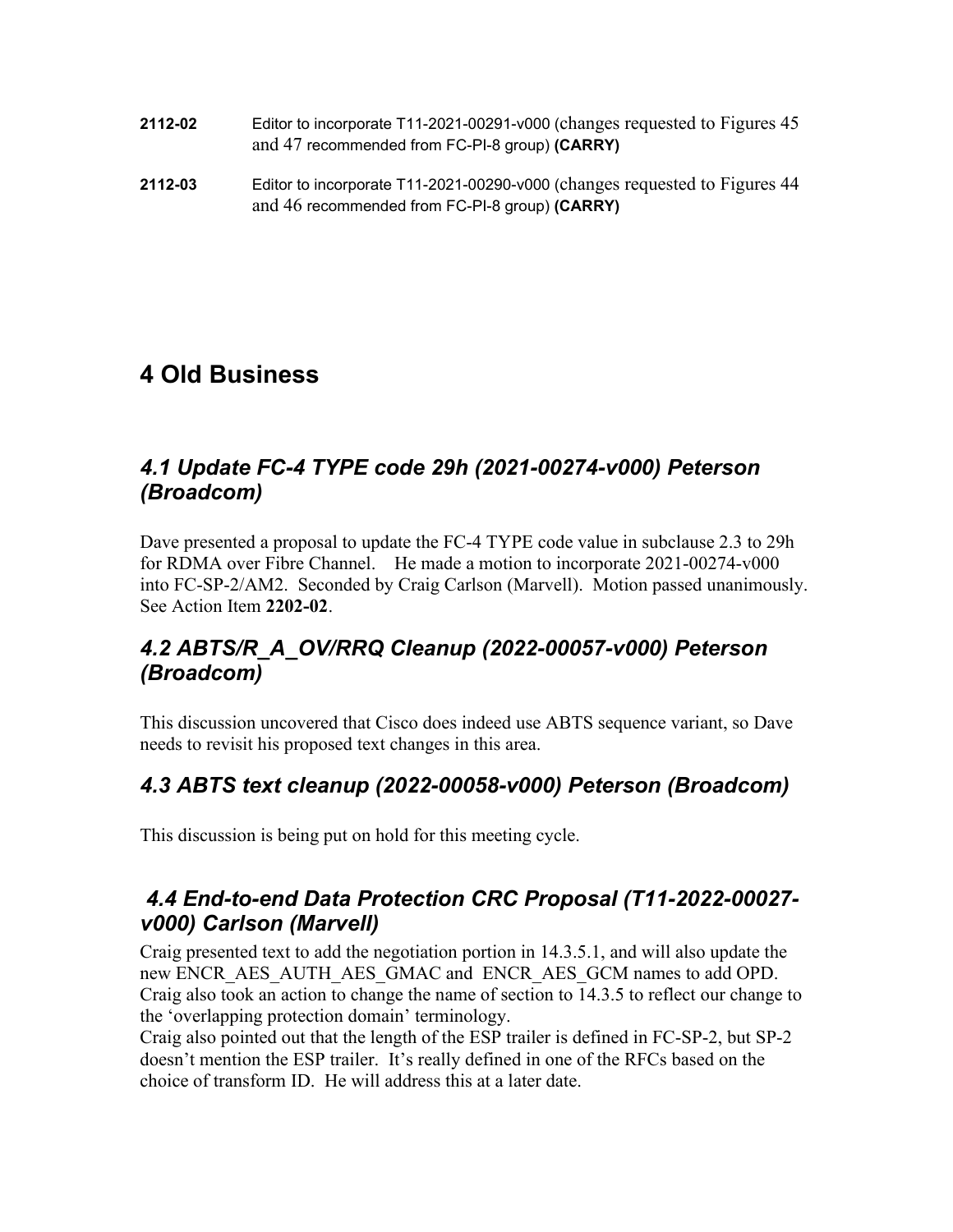**2112-02** Editor to incorporate T11-2021-00291-v000 (changes requested to Figures 45 and 47 recommended from FC-PI-8 group) **(CARRY)**

**2112-03** Editor to incorporate T11-2021-00290-v000 (changes requested to Figures 44 and 46 recommended from FC-PI-8 group) **(CARRY)**

# 4 Old Business

## *4.1 Update FC-4 TYPE code 29h (2021-00274-v000) Peterson (Broadcom)*

Dave presented a proposal to update the FC-4 TYPE code value in subclause 2.3 to 29h for RDMA over Fibre Channel. He made a motion to incorporate 2021-00274-v000 into FC-SP-2/AM2. Seconded by Craig Carlson (Marvell). Motion passed unanimously. See Action Item **2202-02**.

## *4.2 ABTS/R_A_OV/RRQ Cleanup (2022-00057-v000) Peterson (Broadcom)*

This discussion uncovered that Cisco does indeed use ABTS sequence variant, so Dave needs to revisit his proposed text changes in this area.

## *4.3 ABTS text cleanup (2022-00058-v000) Peterson (Broadcom)*

This discussion is being put on hold for this meeting cycle.

## *4.4 End-to-end Data Protection CRC Proposal (T11-2022-00027-v000) Carlson (Marvell)*

Craig presented text to add the negotiation portion in 14.3.5.1, and will also update the new ENCR_AES_AUTH_AES_GMAC and ENCR_AES_GCM names to add OPD. Craig also took an action to change the name of section to 14.3.5 to reflect our change to the 'overlapping protection domain' terminology.

Craig also pointed out that the length of the ESP trailer is defined in FC-SP-2, but SP-2 doesn't mention the ESP trailer. It's really defined in one of the RFCs based on the choice of transform ID. He will address this at a later date.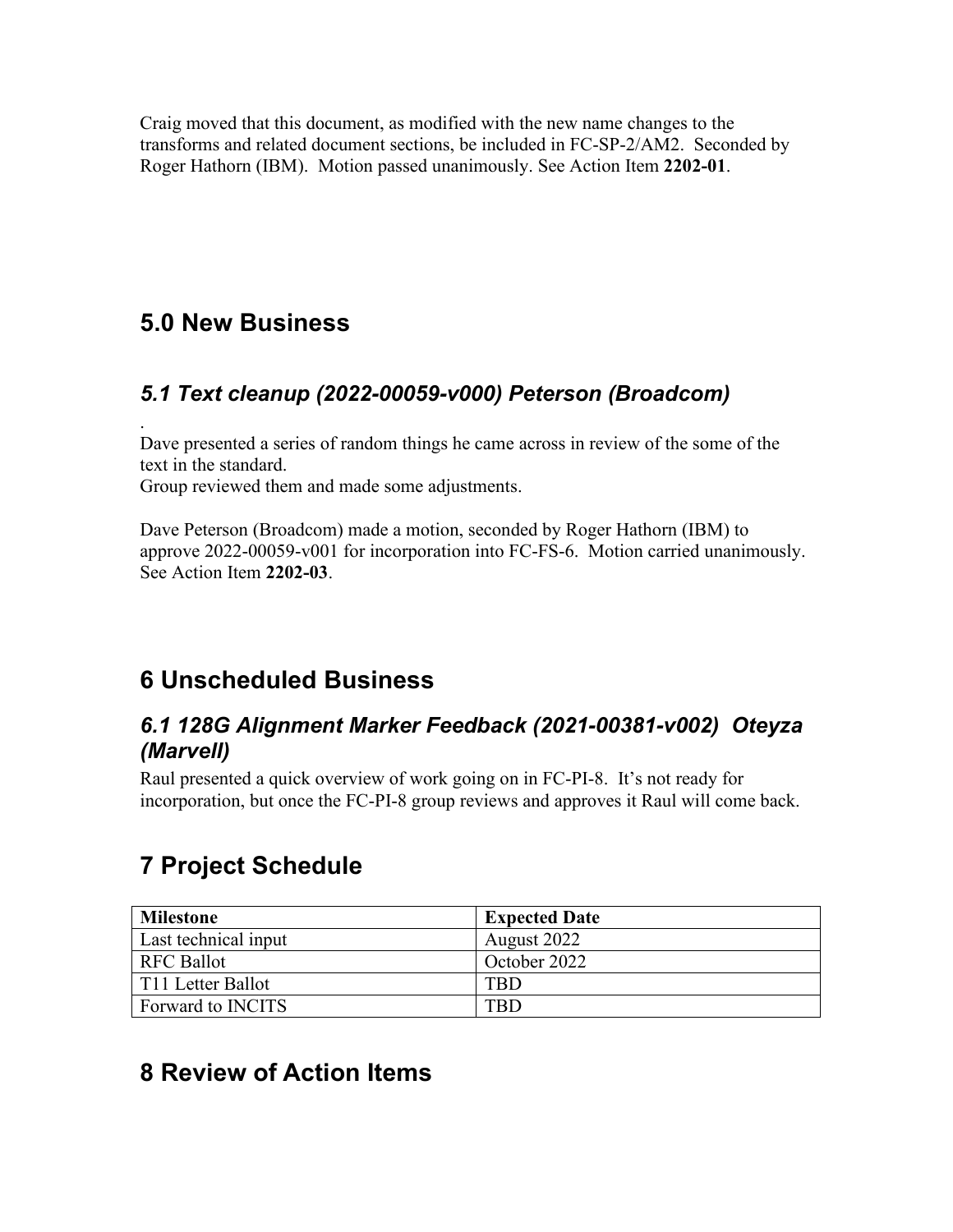Craig moved that this document, as modified with the new name changes to the transforms and related document sections, be included in FC-SP-2/AM2. Seconded by Roger Hathorn (IBM). Motion passed unanimously. See Action Item **2202-01**.

# 5.0 New Business

## *5.1 Text cleanup (2022-00059-v000) Peterson (Broadcom)*

.
Dave presented a series of random things he came across in review of the some of the text in the standard.
Group reviewed them and made some adjustments.

Dave Peterson (Broadcom) made a motion, seconded by Roger Hathorn (IBM) to approve 2022-00059-v001 for incorporation into FC-FS-6. Motion carried unanimously. See Action Item **2202-03**.

# 6 Unscheduled Business

## *6.1 128G Alignment Marker Feedback (2021-00381-v002) Oteyza (Marvell)*

Raul presented a quick overview of work going on in FC-PI-8. It's not ready for incorporation, but once the FC-PI-8 group reviews and approves it Raul will come back.

# 7 Project Schedule

| **Milestone** | **Expected Date** |
|---|---|
| Last technical input | August 2022 |
| RFC Ballot | October 2022 |
| T11 Letter Ballot | TBD |
| Forward to INCITS | TBD |

# 8 Review of Action Items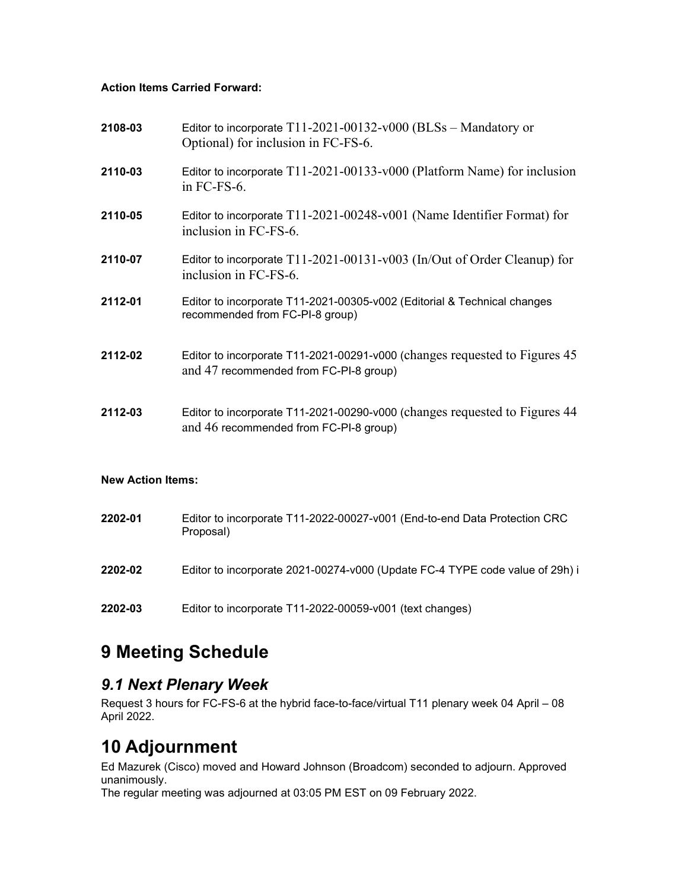**Action Items Carried Forward:**

**2108-03** Editor to incorporate T11-2021-00132-v000 (BLSs – Mandatory or Optional) for inclusion in FC-FS-6.

**2110-03** Editor to incorporate T11-2021-00133-v000 (Platform Name) for inclusion in FC-FS-6.

**2110-05** Editor to incorporate T11-2021-00248-v001 (Name Identifier Format) for inclusion in FC-FS-6.

**2110-07** Editor to incorporate T11-2021-00131-v003 (In/Out of Order Cleanup) for inclusion in FC-FS-6.

**2112-01** Editor to incorporate T11-2021-00305-v002 (Editorial & Technical changes recommended from FC-PI-8 group)

**2112-02** Editor to incorporate T11-2021-00291-v000 (changes requested to Figures 45 and 47 recommended from FC-PI-8 group)

**2112-03** Editor to incorporate T11-2021-00290-v000 (changes requested to Figures 44 and 46 recommended from FC-PI-8 group)

**New Action Items:**

**2202-01** Editor to incorporate T11-2022-00027-v001 (End-to-end Data Protection CRC Proposal)

**2202-02** Editor to incorporate 2021-00274-v000 (Update FC-4 TYPE code value of 29h) i

**2202-03** Editor to incorporate T11-2022-00059-v001 (text changes)

# 9 Meeting Schedule

## *9.1 Next Plenary Week*

Request 3 hours for FC-FS-6 at the hybrid face-to-face/virtual T11 plenary week 04 April – 08 April 2022.

# 10 Adjournment

Ed Mazurek (Cisco) moved and Howard Johnson (Broadcom) seconded to adjourn. Approved unanimously.
The regular meeting was adjourned at 03:05 PM EST on 09 February 2022.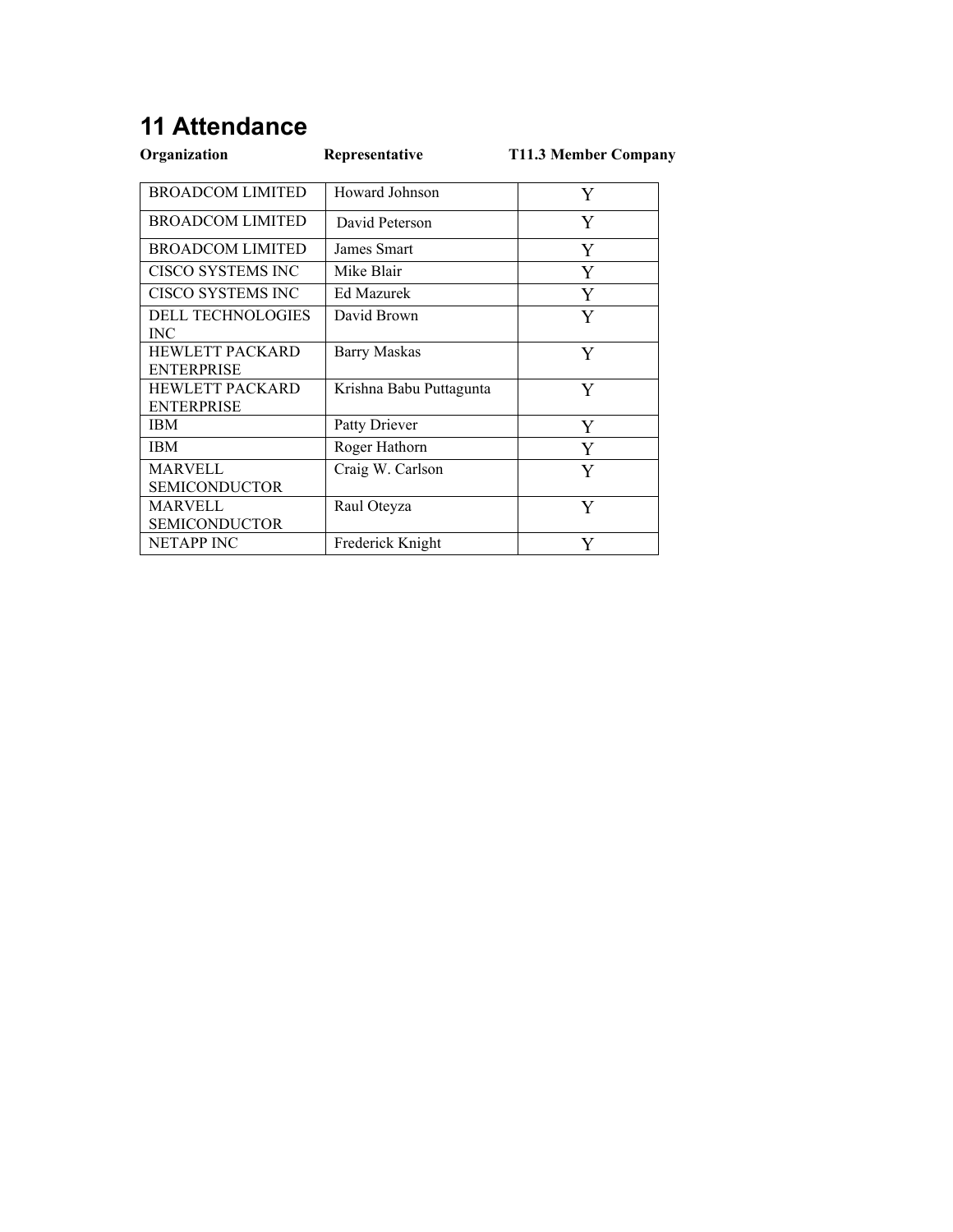# 11 Attendance

| Organization | Representative | T11.3 Member Company |
|---|---|---|
| BROADCOM LIMITED | Howard Johnson | Y |
| BROADCOM LIMITED | David Peterson | Y |
| BROADCOM LIMITED | James Smart | Y |
| CISCO SYSTEMS INC | Mike Blair | Y |
| CISCO SYSTEMS INC | Ed Mazurek | Y |
| DELL TECHNOLOGIES INC | David Brown | Y |
| HEWLETT PACKARD ENTERPRISE | Barry Maskas | Y |
| HEWLETT PACKARD ENTERPRISE | Krishna Babu Puttagunta | Y |
| IBM | Patty Driever | Y |
| IBM | Roger Hathorn | Y |
| MARVELL SEMICONDUCTOR | Craig W. Carlson | Y |
| MARVELL SEMICONDUCTOR | Raul Oteyza | Y |
| NETAPP INC | Frederick Knight | Y |